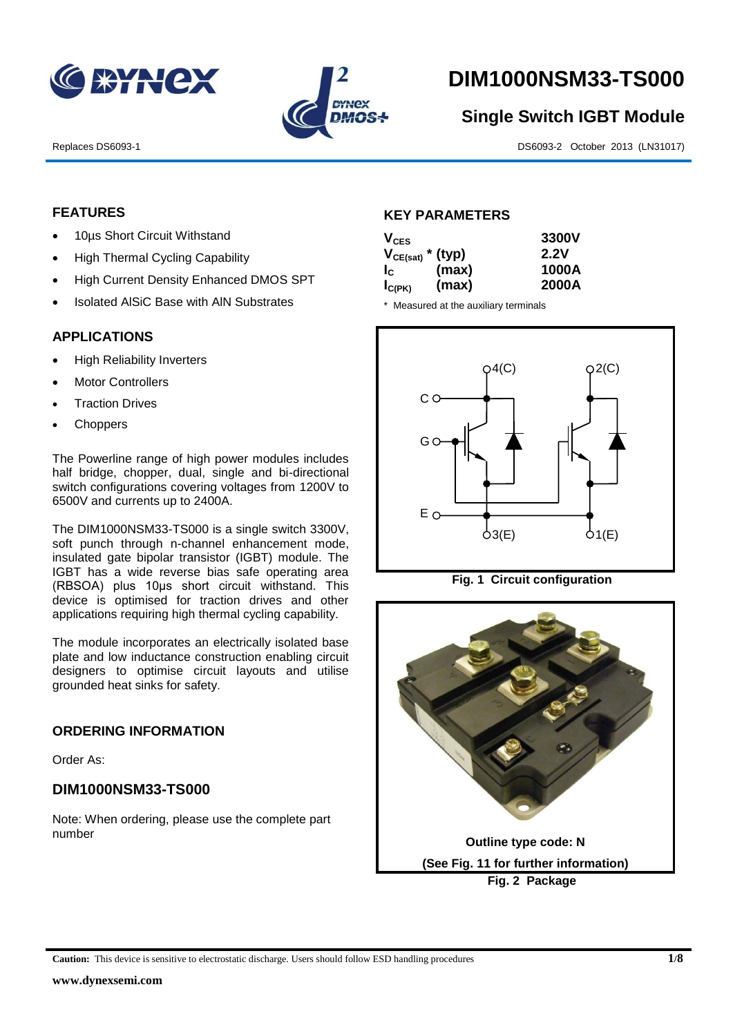# DIM1000NSM33-TS000

## Single Switch IGBT Module

Replaces DS6093-1

DS6093-2 October 2013 (LN31017)

## FEATURES

- 10µs Short Circuit Withstand
- High Thermal Cycling Capability
- High Current Density Enhanced DMOS SPT
- Isolated AlSiC Base with AlN Substrates

## APPLICATIONS

- High Reliability Inverters
- Motor Controllers
- Traction Drives
- Choppers

The Powerline range of high power modules includes half bridge, chopper, dual, single and bi-directional switch configurations covering voltages from 1200V to 6500V and currents up to 2400A.

The DIM1000NSM33-TS000 is a single switch 3300V, soft punch through n-channel enhancement mode, insulated gate bipolar transistor (IGBT) module. The IGBT has a wide reverse bias safe operating area (RBSOA) plus 10µs short circuit withstand. This device is optimised for traction drives and other applications requiring high thermal cycling capability.

The module incorporates an electrically isolated base plate and low inductance construction enabling circuit designers to optimise circuit layouts and utilise grounded heat sinks for safety.

## ORDERING INFORMATION

Order As:

### DIM1000NSM33-TS000

Note: When ordering, please use the complete part number

## KEY PARAMETERS

| | | |
|---|---|---|
| $V_{CES}$ | | 3300V |
| $V_{CE(sat)}$ * | (typ) | 2.2V |
| $I_C$ | (max) | 1000A |
| $I_{C(PK)}$ | (max) | 2000A |

\* Measured at the auxiliary terminals

**Fig. 1 Circuit configuration**

Outline type code: N

(See Fig. 11 for further information)

**Fig. 2 Package**

**Caution:** This device is sensitive to electrostatic discharge. Users should follow ESD handling procedures

www.dynexsemi.com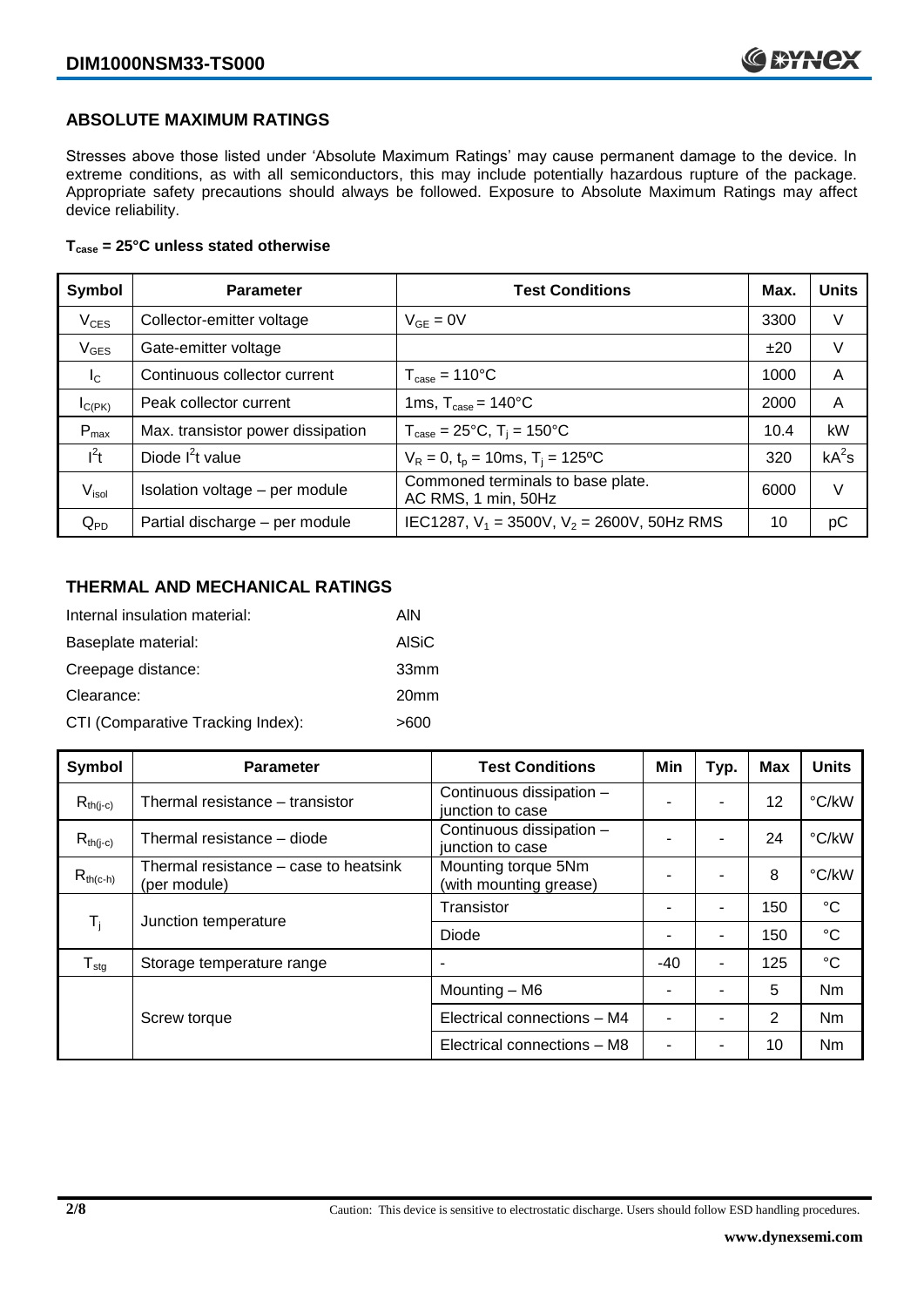## ABSOLUTE MAXIMUM RATINGS

Stresses above those listed under 'Absolute Maximum Ratings' may cause permanent damage to the device. In extreme conditions, as with all semiconductors, this may include potentially hazardous rupture of the package. Appropriate safety precautions should always be followed. Exposure to Absolute Maximum Ratings may affect device reliability.

**$T_{case}$ = 25°C unless stated otherwise**

| Symbol | Parameter | Test Conditions | Max. | Units |
|---|---|---|---|---|
| $V_{CES}$ | Collector-emitter voltage | $V_{GE}$ = 0V | 3300 | V |
| $V_{GES}$ | Gate-emitter voltage | | ±20 | V |
| $I_C$ | Continuous collector current | $T_{case}$ = 110°C | 1000 | A |
| $I_{C(PK)}$ | Peak collector current | 1ms, $T_{case}$ = 140°C | 2000 | A |
| $P_{max}$ | Max. transistor power dissipation | $T_{case}$ = 25°C, $T_j$ = 150°C | 10.4 | kW |
| $I^2t$ | Diode $I^2t$ value | $V_R$ = 0, $t_p$ = 10ms, $T_j$ = 125ºC | 320 | $kA^2s$ |
| $V_{isol}$ | Isolation voltage – per module | Commoned terminals to base plate. AC RMS, 1 min, 50Hz | 6000 | V |
| $Q_{PD}$ | Partial discharge – per module | IEC1287, $V_1$ = 3500V, $V_2$ = 2600V, 50Hz RMS | 10 | pC |

## THERMAL AND MECHANICAL RATINGS

Internal insulation material: AlN

Baseplate material: AlSiC

Creepage distance: 33mm

Clearance: 20mm

CTI (Comparative Tracking Index): >600

| Symbol | Parameter | Test Conditions | Min | Typ. | Max | Units |
|---|---|---|---|---|---|---|
| $R_{th(j-c)}$ | Thermal resistance – transistor | Continuous dissipation – junction to case | - | - | 12 | °C/kW |
| $R_{th(j-c)}$ | Thermal resistance – diode | Continuous dissipation – junction to case | - | - | 24 | °C/kW |
| $R_{th(c-h)}$ | Thermal resistance – case to heatsink (per module) | Mounting torque 5Nm (with mounting grease) | - | - | 8 | °C/kW |
| $T_j$ | Junction temperature | Transistor | - | - | 150 | °C |
| | | Diode | - | - | 150 | °C |
| $T_{stg}$ | Storage temperature range | - | -40 | - | 125 | °C |
| | Screw torque | Mounting – M6 | - | - | 5 | Nm |
| | | Electrical connections – M4 | - | - | 2 | Nm |
| | | Electrical connections – M8 | - | - | 10 | Nm |

Caution: This device is sensitive to electrostatic discharge. Users should follow ESD handling procedures.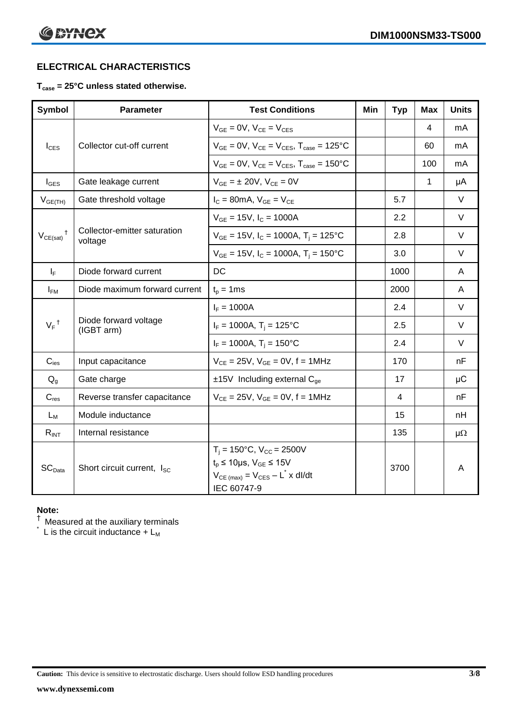## ELECTRICAL CHARACTERISTICS

**$T_{case}$ = 25°C unless stated otherwise.**

| Symbol | Parameter | Test Conditions | Min | Typ | Max | Units |
|---|---|---|---|---|---|---|
| $I_{CES}$ | Collector cut-off current | $V_{GE}$ = 0V, $V_{CE}$ = $V_{CES}$ | | | 4 | mA |
| | | $V_{GE}$ = 0V, $V_{CE}$ = $V_{CES}$, $T_{case}$ = 125°C | | | 60 | mA |
| | | $V_{GE}$ = 0V, $V_{CE}$ = $V_{CES}$, $T_{case}$ = 150°C | | | 100 | mA |
| $I_{GES}$ | Gate leakage current | $V_{GE}$ = ± 20V, $V_{CE}$ = 0V | | | 1 | μA |
| $V_{GE(TH)}$ | Gate threshold voltage | $I_C$ = 80mA, $V_{GE}$ = $V_{CE}$ | | 5.7 | | V |
| $V_{CE(sat)}$ † | Collector-emitter saturation voltage | $V_{GE}$ = 15V, $I_C$ = 1000A | | 2.2 | | V |
| | | $V_{GE}$ = 15V, $I_C$ = 1000A, $T_j$ = 125°C | | 2.8 | | V |
| | | $V_{GE}$ = 15V, $I_C$ = 1000A, $T_j$ = 150°C | | 3.0 | | V |
| $I_F$ | Diode forward current | DC | | 1000 | | A |
| $I_{FM}$ | Diode maximum forward current | $t_p$ = 1ms | | 2000 | | A |
| $V_F$ † | Diode forward voltage (IGBT arm) | $I_F$ = 1000A | | 2.4 | | V |
| | | $I_F$ = 1000A, $T_j$ = 125°C | | 2.5 | | V |
| | | $I_F$ = 1000A, $T_j$ = 150°C | | 2.4 | | V |
| $C_{ies}$ | Input capacitance | $V_{CE}$ = 25V, $V_{GE}$ = 0V, f = 1MHz | | 170 | | nF |
| $Q_g$ | Gate charge | ±15V Including external $C_{ge}$ | | 17 | | μC |
| $C_{res}$ | Reverse transfer capacitance | $V_{CE}$ = 25V, $V_{GE}$ = 0V, f = 1MHz | | 4 | | nF |
| $L_M$ | Module inductance | | | 15 | | nH |
| $R_{INT}$ | Internal resistance | | | 135 | | μΩ |
| $SC_{Data}$ | Short circuit current, $I_{SC}$ | $T_j$ = 150°C, $V_{CC}$ = 2500V<br>$t_p$ ≤ 10μs, $V_{GE}$ ≤ 15V<br>$V_{CE\,(max)} = V_{CES} - L^* \times dI/dt$<br>IEC 60747-9 | | 3700 | | A |

**Note:**

† Measured at the auxiliary terminals

\* L is the circuit inductance + $L_M$

**Caution:** This device is sensitive to electrostatic discharge. Users should follow ESD handling procedures

**www.dynexsemi.com**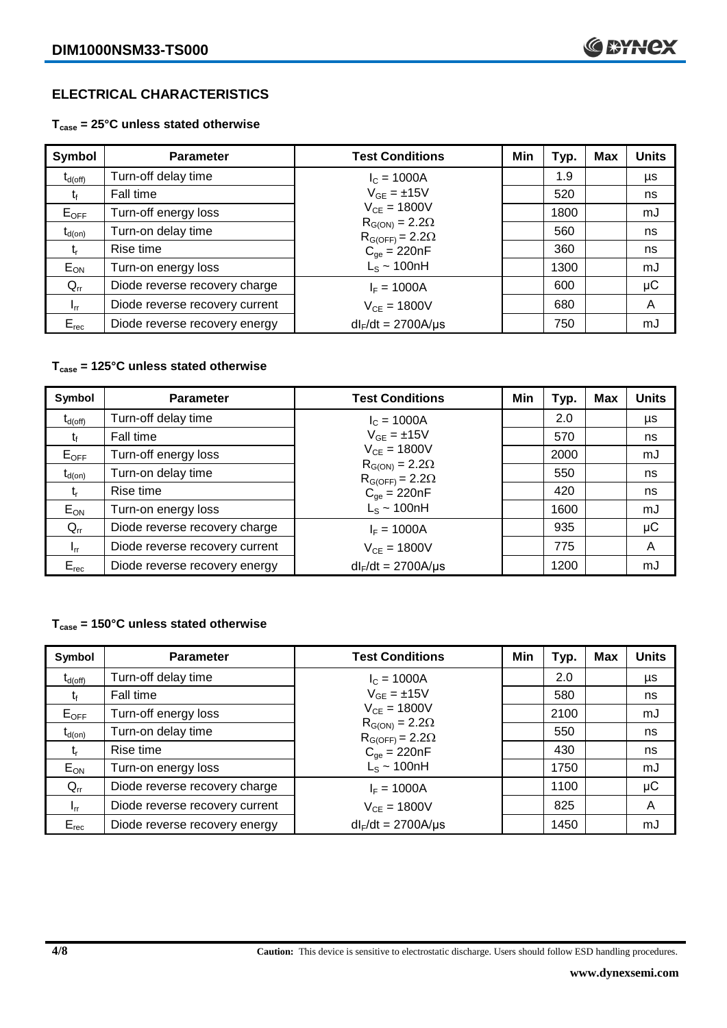## ELECTRICAL CHARACTERISTICS

**$T_{case}$ = 25°C unless stated otherwise**

| Symbol | Parameter | Test Conditions | Min | Typ. | Max | Units |
|---|---|---|---|---|---|---|
| $t_{d(off)}$ | Turn-off delay time | $I_C$ = 1000A | | 1.9 | | µs |
| $t_f$ | Fall time | $V_{GE}$ = ±15V | | 520 | | ns |
| $E_{OFF}$ | Turn-off energy loss | $V_{CE}$ = 1800V | | 1800 | | mJ |
| $t_{d(on)}$ | Turn-on delay time | $R_{G(ON)}$ = 2.2Ω, $R_{G(OFF)}$ = 2.2Ω | | 560 | | ns |
| $t_r$ | Rise time | $C_{ge}$ = 220nF | | 360 | | ns |
| $E_{ON}$ | Turn-on energy loss | $L_S$ ~ 100nH | | 1300 | | mJ |
| $Q_{rr}$ | Diode reverse recovery charge | $I_F$ = 1000A | | 600 | | µC |
| $I_{rr}$ | Diode reverse recovery current | $V_{CE}$ = 1800V | | 680 | | A |
| $E_{rec}$ | Diode reverse recovery energy | $dI_F/dt$ = 2700A/µs | | 750 | | mJ |

**$T_{case}$ = 125°C unless stated otherwise**

| Symbol | Parameter | Test Conditions | Min | Typ. | Max | Units |
|---|---|---|---|---|---|---|
| $t_{d(off)}$ | Turn-off delay time | $I_C$ = 1000A | | 2.0 | | µs |
| $t_f$ | Fall time | $V_{GE}$ = ±15V | | 570 | | ns |
| $E_{OFF}$ | Turn-off energy loss | $V_{CE}$ = 1800V | | 2000 | | mJ |
| $t_{d(on)}$ | Turn-on delay time | $R_{G(ON)}$ = 2.2Ω, $R_{G(OFF)}$ = 2.2Ω | | 550 | | ns |
| $t_r$ | Rise time | $C_{ge}$ = 220nF | | 420 | | ns |
| $E_{ON}$ | Turn-on energy loss | $L_S$ ~ 100nH | | 1600 | | mJ |
| $Q_{rr}$ | Diode reverse recovery charge | $I_F$ = 1000A | | 935 | | µC |
| $I_{rr}$ | Diode reverse recovery current | $V_{CE}$ = 1800V | | 775 | | A |
| $E_{rec}$ | Diode reverse recovery energy | $dI_F/dt$ = 2700A/µs | | 1200 | | mJ |

**$T_{case}$ = 150°C unless stated otherwise**

| Symbol | Parameter | Test Conditions | Min | Typ. | Max | Units |
|---|---|---|---|---|---|---|
| $t_{d(off)}$ | Turn-off delay time | $I_C$ = 1000A | | 2.0 | | µs |
| $t_f$ | Fall time | $V_{GE}$ = ±15V | | 580 | | ns |
| $E_{OFF}$ | Turn-off energy loss | $V_{CE}$ = 1800V | | 2100 | | mJ |
| $t_{d(on)}$ | Turn-on delay time | $R_{G(ON)}$ = 2.2Ω, $R_{G(OFF)}$ = 2.2Ω | | 550 | | ns |
| $t_r$ | Rise time | $C_{ge}$ = 220nF | | 430 | | ns |
| $E_{ON}$ | Turn-on energy loss | $L_S$ ~ 100nH | | 1750 | | mJ |
| $Q_{rr}$ | Diode reverse recovery charge | $I_F$ = 1000A | | 1100 | | µC |
| $I_{rr}$ | Diode reverse recovery current | $V_{CE}$ = 1800V | | 825 | | A |
| $E_{rec}$ | Diode reverse recovery energy | $dI_F/dt$ = 2700A/µs | | 1450 | | mJ |

**Caution:** This device is sensitive to electrostatic discharge. Users should follow ESD handling procedures.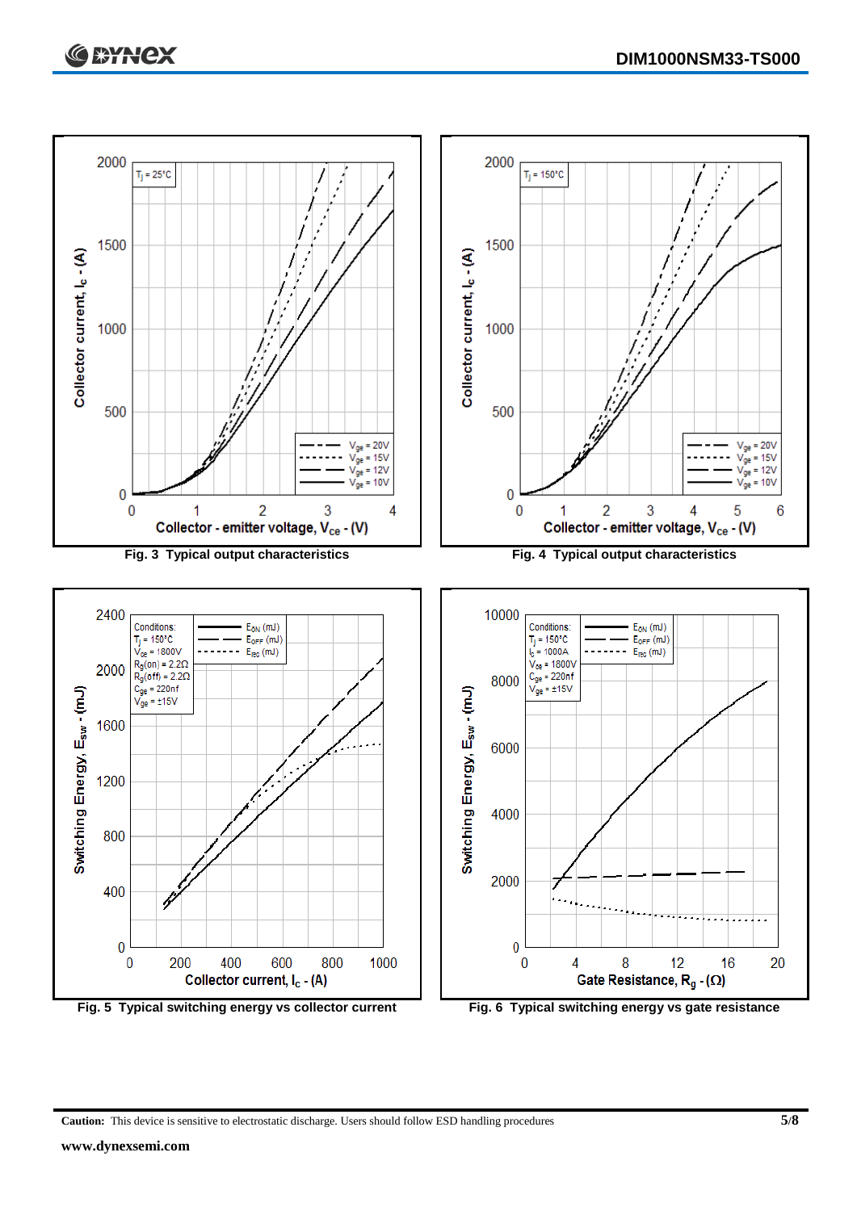Fig. 3 Typical output characteristics

Fig. 4 Typical output characteristics

Fig. 5 Typical switching energy vs collector current

Fig. 6 Typical switching energy vs gate resistance

**Caution:** This device is sensitive to electrostatic discharge. Users should follow ESD handling procedures

**www.dynexsemi.com**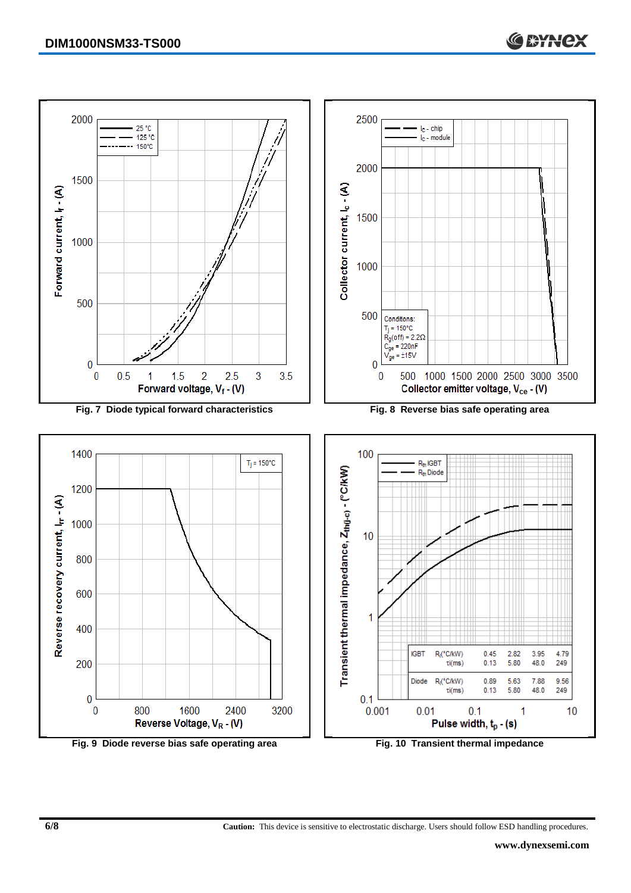Fig. 7 Diode typical forward characteristics

Fig. 8 Reverse bias safe operating area

Fig. 9 Diode reverse bias safe operating area

Fig. 10 Transient thermal impedance

| | | | | | |
|---|---|---|---|---|---|
| IGBT | $R_i$(°C/kW) | 0.45 | 2.82 | 3.95 | 4.79 |
| | $\tau_i$(ms) | 0.13 | 5.80 | 48.0 | 249 |
| Diode | $R_i$(°C/kW) | 0.89 | 5.63 | 7.88 | 9.56 |
| | $\tau_i$(ms) | 0.13 | 5.80 | 48.0 | 249 |

**Caution:** This device is sensitive to electrostatic discharge. Users should follow ESD handling procedures.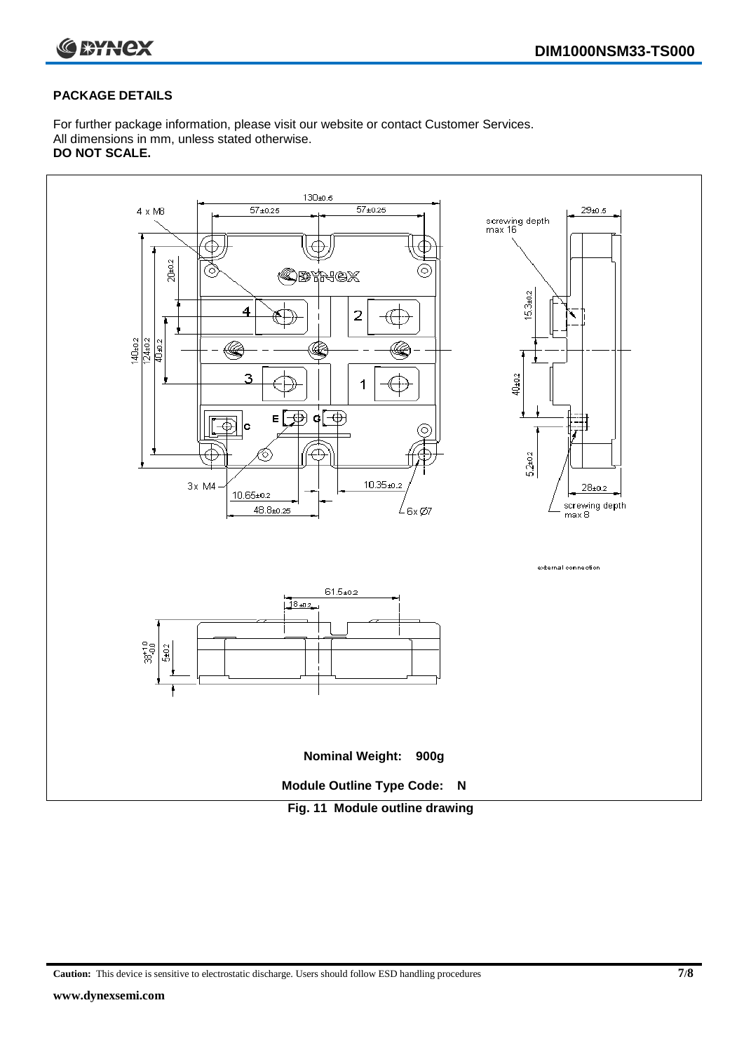## PACKAGE DETAILS

For further package information, please visit our website or contact Customer Services.
All dimensions in mm, unless stated otherwise.
**DO NOT SCALE.**

**Nominal Weight: 900g**

**Module Outline Type Code: N**

**Fig. 11 Module outline drawing**

**Caution:** This device is sensitive to electrostatic discharge. Users should follow ESD handling procedures

**www.dynexsemi.com**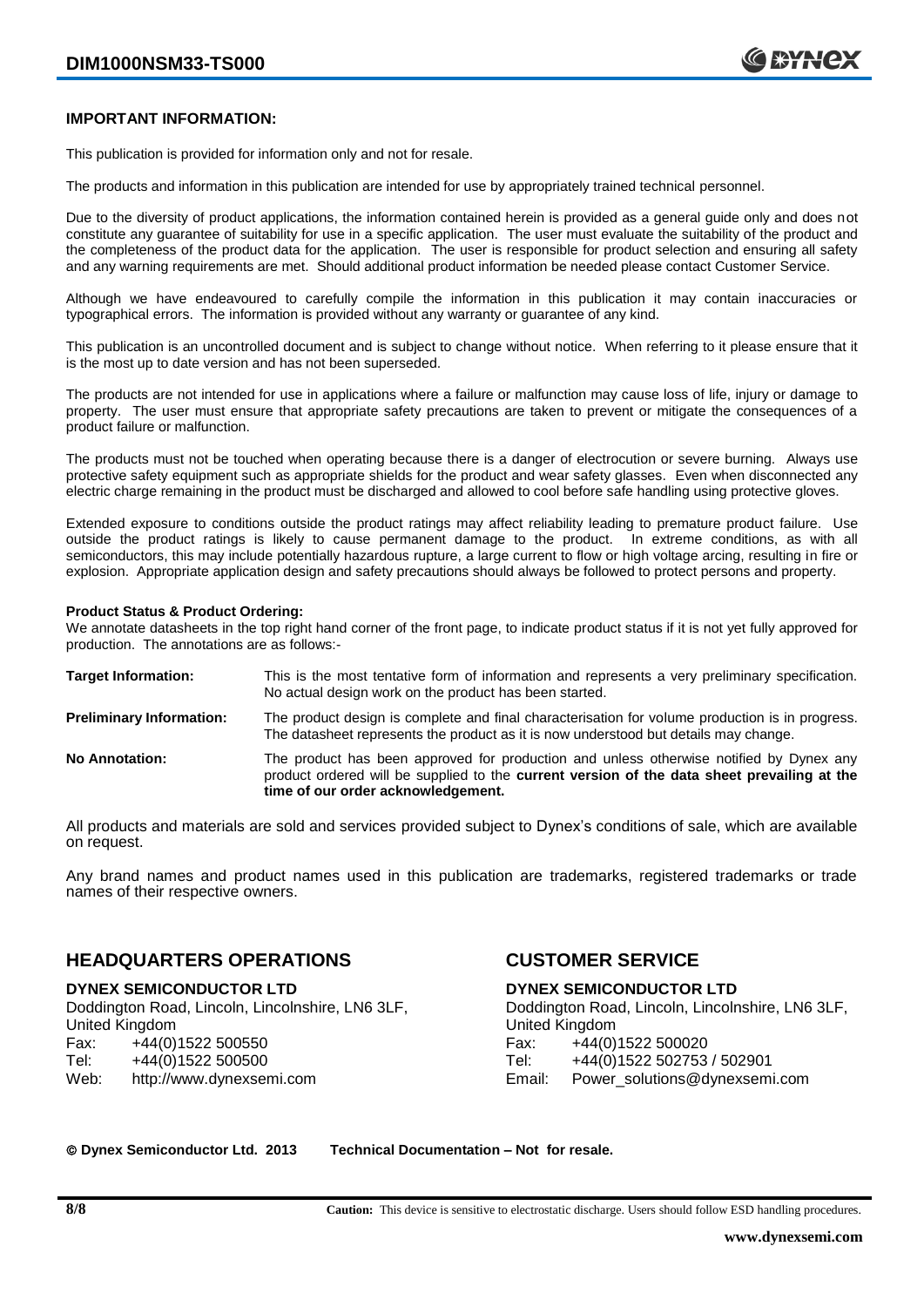**IMPORTANT INFORMATION:**

This publication is provided for information only and not for resale.

The products and information in this publication are intended for use by appropriately trained technical personnel.

Due to the diversity of product applications, the information contained herein is provided as a general guide only and does not constitute any guarantee of suitability for use in a specific application. The user must evaluate the suitability of the product and the completeness of the product data for the application. The user is responsible for product selection and ensuring all safety and any warning requirements are met. Should additional product information be needed please contact Customer Service.

Although we have endeavoured to carefully compile the information in this publication it may contain inaccuracies or typographical errors. The information is provided without any warranty or guarantee of any kind.

This publication is an uncontrolled document and is subject to change without notice. When referring to it please ensure that it is the most up to date version and has not been superseded.

The products are not intended for use in applications where a failure or malfunction may cause loss of life, injury or damage to property. The user must ensure that appropriate safety precautions are taken to prevent or mitigate the consequences of a product failure or malfunction.

The products must not be touched when operating because there is a danger of electrocution or severe burning. Always use protective safety equipment such as appropriate shields for the product and wear safety glasses. Even when disconnected any electric charge remaining in the product must be discharged and allowed to cool before safe handling using protective gloves.

Extended exposure to conditions outside the product ratings may affect reliability leading to premature product failure. Use outside the product ratings is likely to cause permanent damage to the product. In extreme conditions, as with all semiconductors, this may include potentially hazardous rupture, a large current to flow or high voltage arcing, resulting in fire or explosion. Appropriate application design and safety precautions should always be followed to protect persons and property.

**Product Status & Product Ordering:**

We annotate datasheets in the top right hand corner of the front page, to indicate product status if it is not yet fully approved for production. The annotations are as follows:-

**Target Information:** This is the most tentative form of information and represents a very preliminary specification. No actual design work on the product has been started.

**Preliminary Information:** The product design is complete and final characterisation for volume production is in progress. The datasheet represents the product as it is now understood but details may change.

**No Annotation:** The product has been approved for production and unless otherwise notified by Dynex any product ordered will be supplied to the **current version of the data sheet prevailing at the time of our order acknowledgement.**

All products and materials are sold and services provided subject to Dynex's conditions of sale, which are available on request.

Any brand names and product names used in this publication are trademarks, registered trademarks or trade names of their respective owners.

## HEADQUARTERS OPERATIONS

**DYNEX SEMICONDUCTOR LTD**

Doddington Road, Lincoln, Lincolnshire, LN6 3LF,
United Kingdom
Fax: +44(0)1522 500550
Tel: +44(0)1522 500500
Web: http://www.dynexsemi.com

## CUSTOMER SERVICE

**DYNEX SEMICONDUCTOR LTD**

Doddington Road, Lincoln, Lincolnshire, LN6 3LF,
United Kingdom
Fax: +44(0)1522 500020
Tel: +44(0)1522 502753 / 502901
Email: Power_solutions@dynexsemi.com

**© Dynex Semiconductor Ltd. 2013 Technical Documentation – Not for resale.**

**Caution:** This device is sensitive to electrostatic discharge. Users should follow ESD handling procedures.